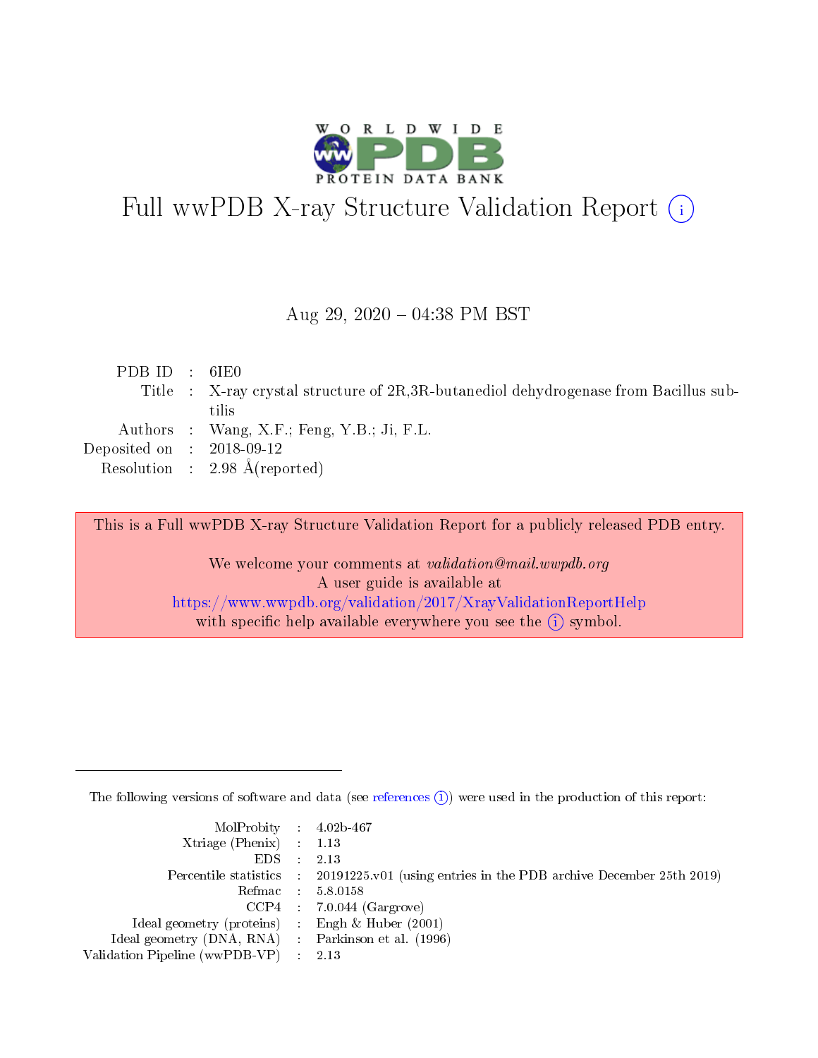# Full wwPDB X-ray Structure Validation Report (i)

Aug 29, 2020 – 04:38 PM BST

| | | |
|---|---|---|
| PDB ID | : | 6IE0 |
| Title | : | X-ray crystal structure of 2R,3R-butanediol dehydrogenase from Bacillus subtilis |
| Authors | : | Wang, X.F.; Feng, Y.B.; Ji, F.L. |
| Deposited on | : | 2018-09-12 |
| Resolution | : | 2.98 Å(reported) |

This is a Full wwPDB X-ray Structure Validation Report for a publicly released PDB entry.

We welcome your comments at *validation@mail.wwpdb.org*
A user guide is available at
https://www.wwpdb.org/validation/2017/XrayValidationReportHelp
with specific help available everywhere you see the (i) symbol.

---

The following versions of software and data (see references (i)) were used in the production of this report:

| | | |
|---|---|---|
| MolProbity | : | 4.02b-467 |
| Xtriage (Phenix) | : | 1.13 |
| EDS | : | 2.13 |
| Percentile statistics | : | 20191225.v01 (using entries in the PDB archive December 25th 2019) |
| Refmac | : | 5.8.0158 |
| CCP4 | : | 7.0.044 (Gargrove) |
| Ideal geometry (proteins) | : | Engh & Huber (2001) |
| Ideal geometry (DNA, RNA) | : | Parkinson et al. (1996) |
| Validation Pipeline (wwPDB-VP) | : | 2.13 |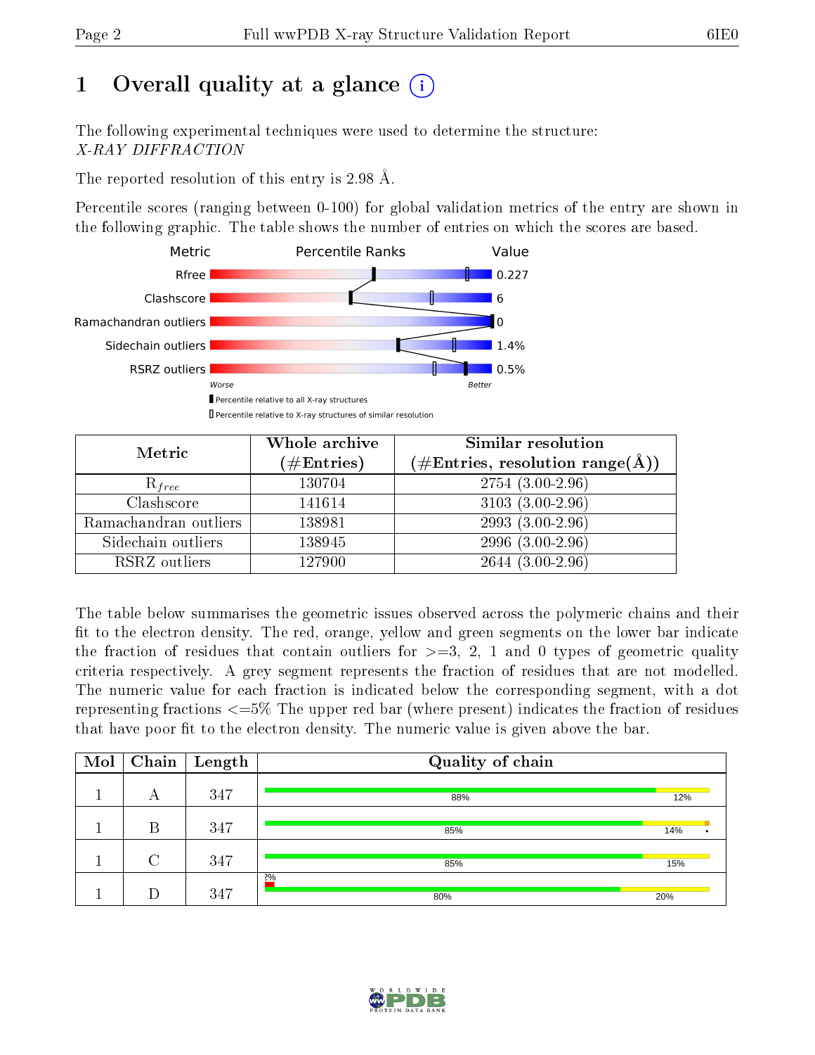# 1 Overall quality at a glance

The following experimental techniques were used to determine the structure: *X-RAY DIFFRACTION*

The reported resolution of this entry is 2.98 Å.

Percentile scores (ranging between 0-100) for global validation metrics of the entry are shown in the following graphic. The table shows the number of entries on which the scores are based.

| Metric | Value |
|---|---|
| Rfree | 0.227 |
| Clashscore | 6 |
| Ramachandran outliers | 0 |
| Sidechain outliers | 1.4% |
| RSRZ outliers | 0.5% |

Worse — Better

■ Percentile relative to all X-ray structures
□ Percentile relative to X-ray structures of similar resolution

| Metric | Whole archive (#Entries) | Similar resolution (#Entries, resolution range(Å)) |
|---|---|---|
| $R_{free}$ | 130704 | 2754 (3.00-2.96) |
| Clashscore | 141614 | 3103 (3.00-2.96) |
| Ramachandran outliers | 138981 | 2993 (3.00-2.96) |
| Sidechain outliers | 138945 | 2996 (3.00-2.96) |
| RSRZ outliers | 127900 | 2644 (3.00-2.96) |

The table below summarises the geometric issues observed across the polymeric chains and their fit to the electron density. The red, orange, yellow and green segments on the lower bar indicate the fraction of residues that contain outliers for >=3, 2, 1 and 0 types of geometric quality criteria respectively. A grey segment represents the fraction of residues that are not modelled. The numeric value for each fraction is indicated below the corresponding segment, with a dot representing fractions <=5% The upper red bar (where present) indicates the fraction of residues that have poor fit to the electron density. The numeric value is given above the bar.

| Mol | Chain | Length | Quality of chain |
|---|---|---|---|
| 1 | A | 347 | 88% • 12% |
| 1 | B | 347 | 85% • 14% • • |
| 1 | C | 347 | 85% • 15% |
| 1 | D | 347 | 2% (poor fit); 80% • 20% |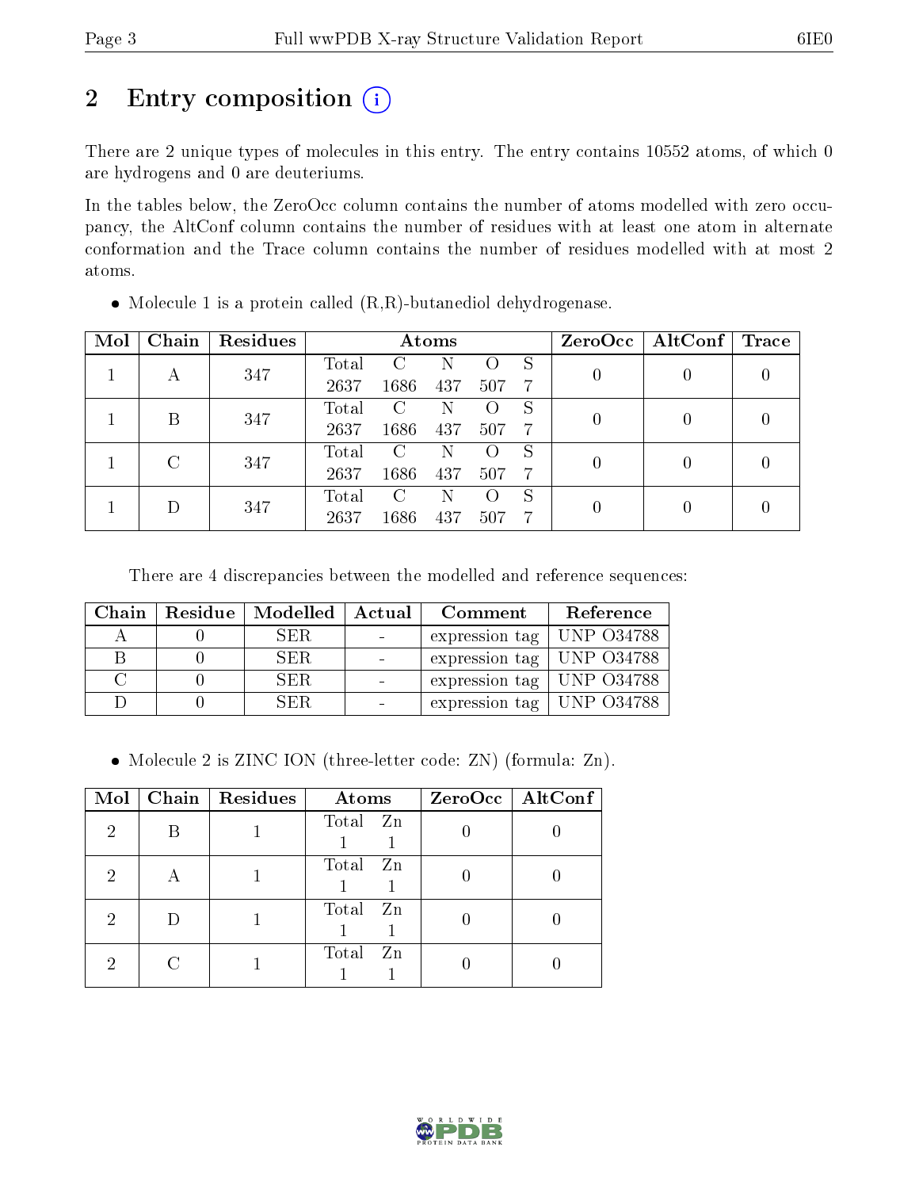## 2 Entry composition

There are 2 unique types of molecules in this entry. The entry contains 10552 atoms, of which 0 are hydrogens and 0 are deuteriums.

In the tables below, the ZeroOcc column contains the number of atoms modelled with zero occupancy, the AltConf column contains the number of residues with at least one atom in alternate conformation and the Trace column contains the number of residues modelled with at most 2 atoms.

- Molecule 1 is a protein called (R,R)-butanediol dehydrogenase.

| Mol | Chain | Residues | Atoms | | | | | ZeroOcc | AltConf | Trace |
|---|---|---|---|---|---|---|---|---|---|---|
| 1 | A | 347 | Total 2637 | C 1686 | N 437 | O 507 | S 7 | 0 | 0 | 0 |
| 1 | B | 347 | Total 2637 | C 1686 | N 437 | O 507 | S 7 | 0 | 0 | 0 |
| 1 | C | 347 | Total 2637 | C 1686 | N 437 | O 507 | S 7 | 0 | 0 | 0 |
| 1 | D | 347 | Total 2637 | C 1686 | N 437 | O 507 | S 7 | 0 | 0 | 0 |

There are 4 discrepancies between the modelled and reference sequences:

| Chain | Residue | Modelled | Actual | Comment | Reference |
|---|---|---|---|---|---|
| A | 0 | SER | - | expression tag | UNP O34788 |
| B | 0 | SER | - | expression tag | UNP O34788 |
| C | 0 | SER | - | expression tag | UNP O34788 |
| D | 0 | SER | - | expression tag | UNP O34788 |

- Molecule 2 is ZINC ION (three-letter code: ZN) (formula: Zn).

| Mol | Chain | Residues | Atoms | | ZeroOcc | AltConf |
|---|---|---|---|---|---|---|
| 2 | B | 1 | Total 1 | Zn 1 | 0 | 0 |
| 2 | A | 1 | Total 1 | Zn 1 | 0 | 0 |
| 2 | D | 1 | Total 1 | Zn 1 | 0 | 0 |
| 2 | C | 1 | Total 1 | Zn 1 | 0 | 0 |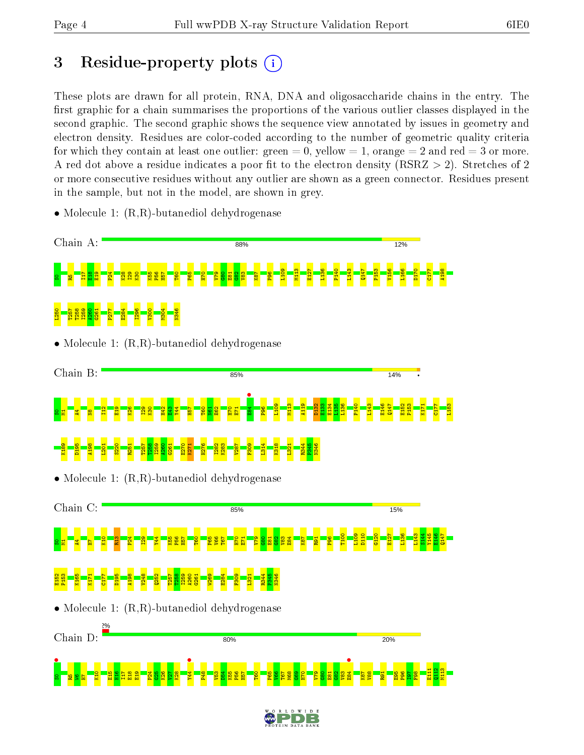# 3 Residue-property plots

These plots are drawn for all protein, RNA, DNA and oligosaccharide chains in the entry. The first graphic for a chain summarises the proportions of the various outlier classes displayed in the second graphic. The second graphic shows the sequence view annotated by issues in geometry and electron density. Residues are color-coded according to the number of geometric quality criteria for which they contain at least one outlier: green = 0, yellow = 1, orange = 2 and red = 3 or more. A red dot above a residue indicates a poor fit to the electron density (RSRZ > 2). Stretches of 2 or more consecutive residues without any outlier are shown as a green connector. Residues present in the sample, but not in the model, are shown in grey.

- Molecule 1: (R,R)-butanediol dehydrogenase

Chain A: 88% 12%

S0 R5 I17 E18 E19 P24 K28 I29 K30 K55 P56 H57 T60 P65 H70 V79 G80 E81 G82 V83 K87 P96 L109 M113 E127 L136 P140 L143 Q147 P153 V156 L166 D170 C177 A198 L250 T257 T258 I259 A260 G261 P277 E284 I296 V300 M304 N346

- Molecule 1: (R,R)-butanediol dehydrogenase

Chain B: 85% 14%

S0 M1 A4 N8 I12 E19 K26 I29 K30 H42 E43 Y44 H57 T60 N61 E62 H70 E71 E84 P96 L109 M113 A119 D132 E133 E134 L135 L136 P140 L143 E146 Q147 E152 P153 K171 C177 L183 K189 D195 A198 L201 S220 R251 T257 T258 I259 A260 G261 E270 K271 H276 I282 K283 V287 F309 L314 K318 L321 R344 P345 N346

- Molecule 1: (R,R)-butanediol dehydrogenase

Chain C: 85% 15%

S0 M1 A4 H7 K10 R13 P24 I29 Y44 K55 P56 H57 T60 P65 V66 T67 H70 E71 V79 G80 E81 G82 V83 E84 K87 R91 P96 T100 L109 D110 G120 E127 L136 L143 S144 Y145 E146 Q147 E152 P153 K165 K171 C177 D195 A198 V248 Q252 T257 T258 I259 A260 G261 W269 E284 F309 L321 R344 P345 N346

- Molecule 1: (R,R)-butanediol dehydrogenase

Chain D: 2% 80% 20%

S0 R5 W6 H7 K10 E15 H16 I17 E18 E19 P24 G25 K26 V27 K28 Y44 P48 V53 D54 K55 P56 H57 T60 P65 V66 T67 M68 G69 H70 V79 G80 E81 G82 V83 E84 K87 V88 R91 E95 P96 I97 F98 E111 Q112 M113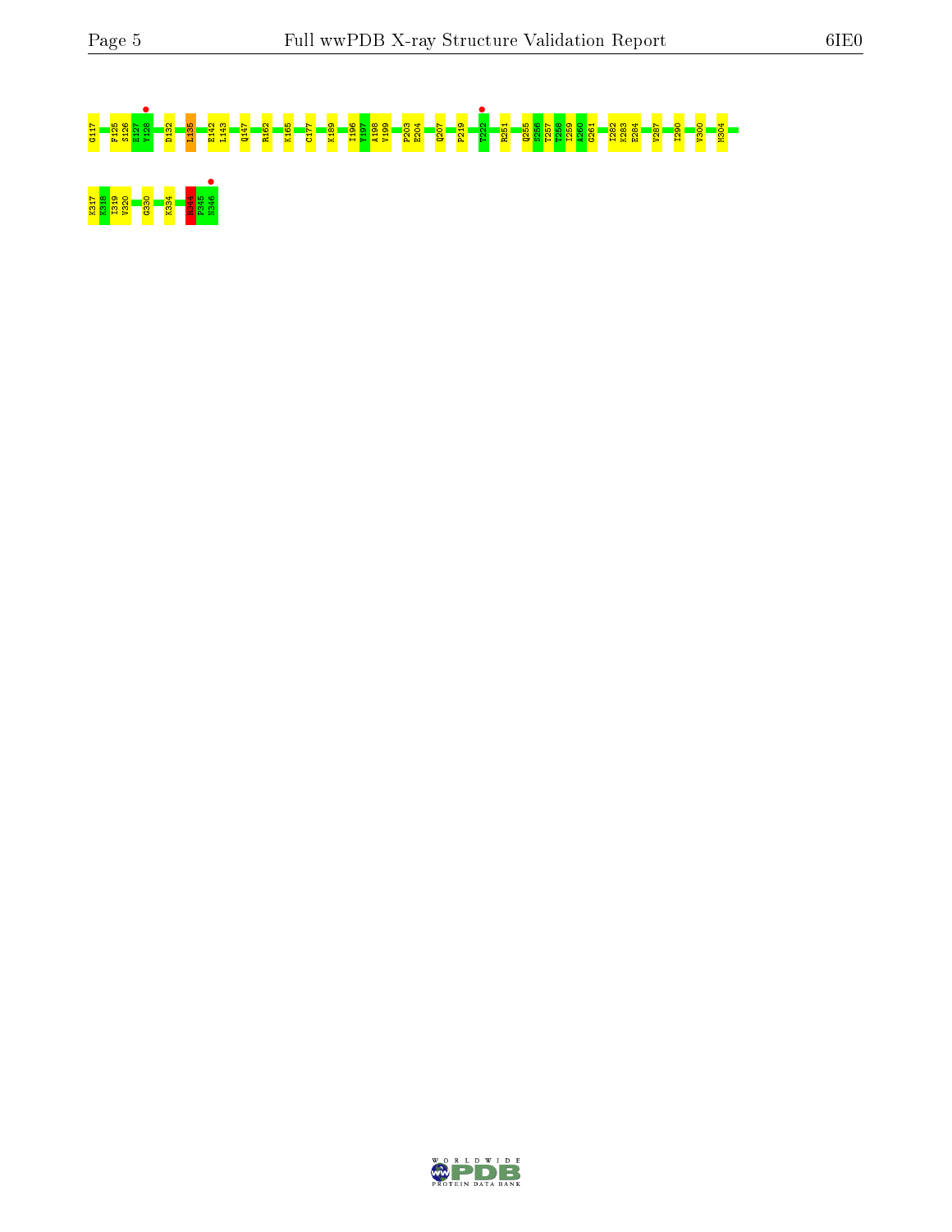G117 F125 S126 E127 Y128 D132 L135 E142 L143 Q147 R162 K165 C177 K189 I196 V197 A198 V199 P203 E204 Q207 P219 T222 R251 Q255 S256 T257 T258 I259 A260 G261 I282 K283 E284 V287 I290 V300 M304

K317 K318 I319 V320 G330 K334 R344 P345 N346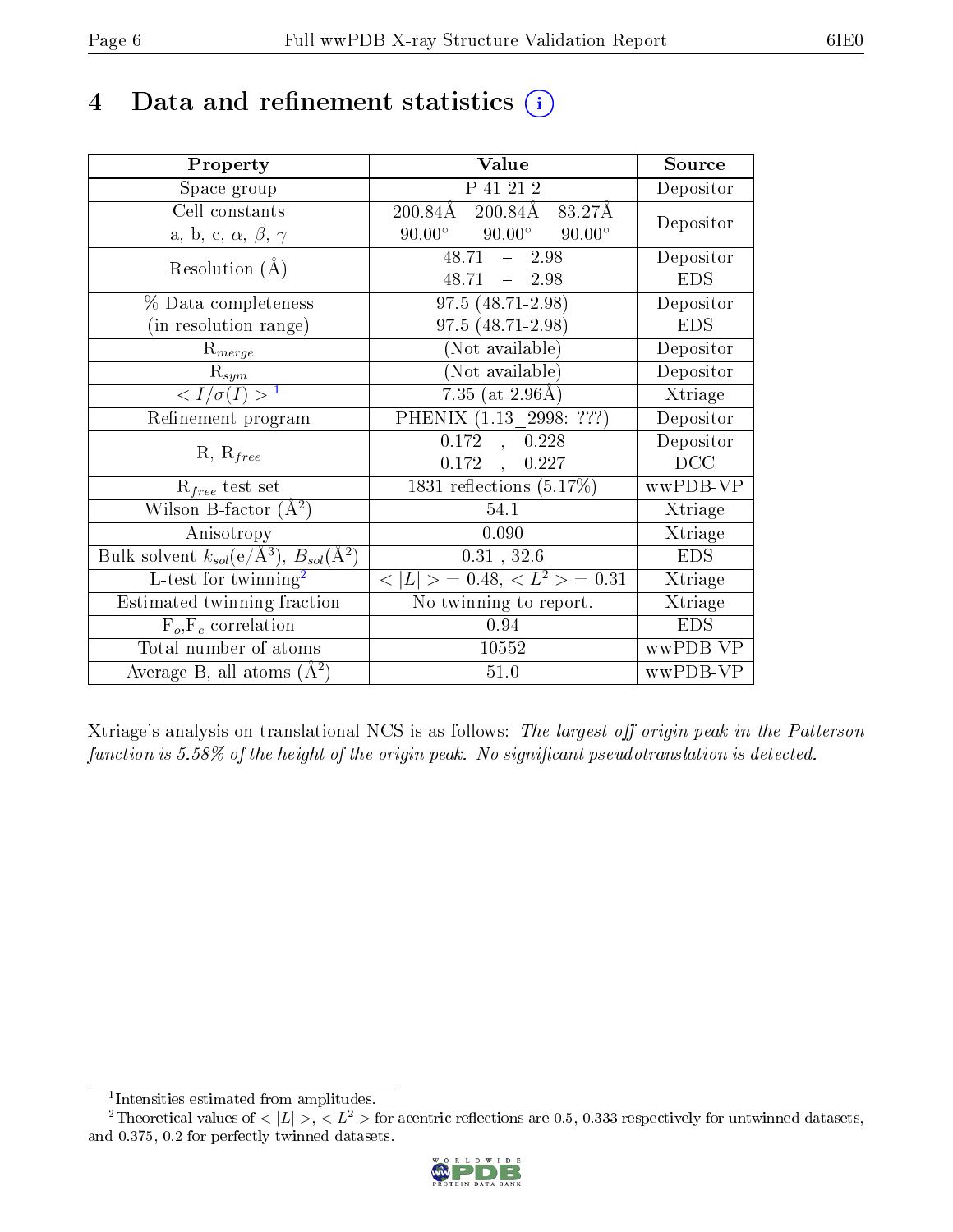# 4 Data and refinement statistics (i)

| Property | Value | Source |
|---|---|---|
| Space group | P 41 21 2 | Depositor |
| Cell constants<br>a, b, c, $\alpha$, $\beta$, $\gamma$ | 200.84Å 200.84Å 83.27Å<br>90.00° 90.00° 90.00° | Depositor |
| Resolution (Å) | 48.71 – 2.98<br>48.71 – 2.98 | Depositor<br>EDS |
| % Data completeness<br>(in resolution range) | 97.5 (48.71-2.98)<br>97.5 (48.71-2.98) | Depositor<br>EDS |
| $R_{merge}$ | (Not available) | Depositor |
| $R_{sym}$ | (Not available) | Depositor |
| $< I/\sigma(I) >$ [1] | 7.35 (at 2.96Å) | Xtriage |
| Refinement program | PHENIX (1.13_2998: ???) | Depositor |
| R, $R_{free}$ | 0.172 , 0.228<br>0.172 , 0.227 | Depositor<br>DCC |
| $R_{free}$ test set | 1831 reflections (5.17%) | wwPDB-VP |
| Wilson B-factor (Å$^2$) | 54.1 | Xtriage |
| Anisotropy | 0.090 | Xtriage |
| Bulk solvent $k_{sol}$(e/Å$^3$), $B_{sol}$(Å$^2$) | 0.31 , 32.6 | EDS |
| L-test for twinning[2] | $< \|L\| >$ = 0.48, $< L^2 >$ = 0.31 | Xtriage |
| Estimated twinning fraction | No twinning to report. | Xtriage |
| $F_o$,$F_c$ correlation | 0.94 | EDS |
| Total number of atoms | 10552 | wwPDB-VP |
| Average B, all atoms (Å$^2$) | 51.0 | wwPDB-VP |

Xtriage's analysis on translational NCS is as follows: *The largest off-origin peak in the Patterson function is 5.58% of the height of the origin peak. No significant pseudotranslation is detected.*

[1] Intensities estimated from amplitudes.

[2] Theoretical values of $< |L| >$, $< L^2 >$ for acentric reflections are 0.5, 0.333 respectively for untwinned datasets, and 0.375, 0.2 for perfectly twinned datasets.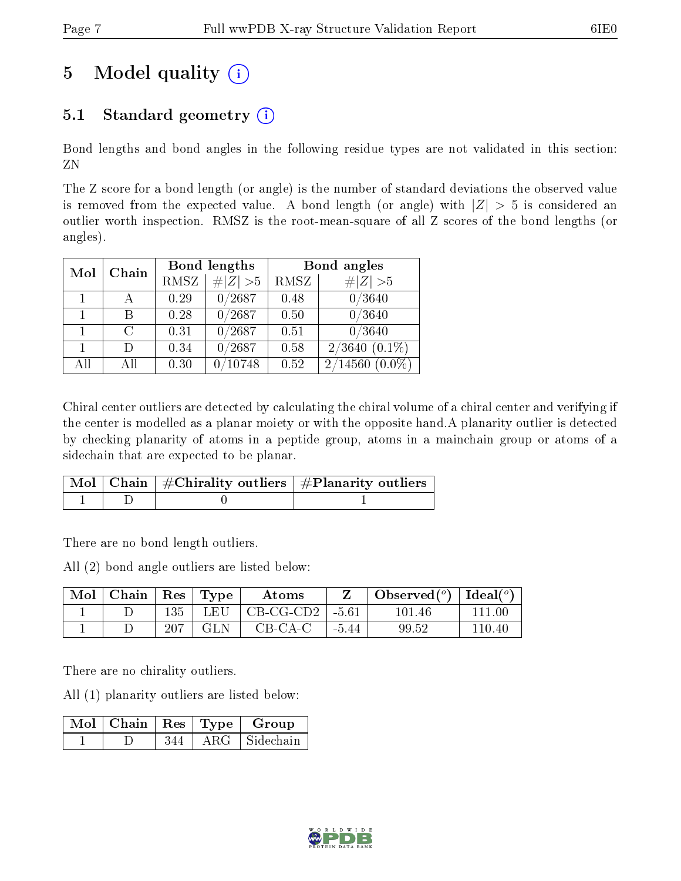# 5 Model quality (i)

## 5.1 Standard geometry (i)

Bond lengths and bond angles in the following residue types are not validated in this section: ZN

The Z score for a bond length (or angle) is the number of standard deviations the observed value is removed from the expected value. A bond length (or angle) with $|Z| > 5$ is considered an outlier worth inspection. RMSZ is the root-mean-square of all Z scores of the bond lengths (or angles).

| Mol | Chain | Bond lengths | | Bond angles | |
|---|---|---|---|---|---|
| | | RMSZ | #\|Z\| >5 | RMSZ | #\|Z\| >5 |
| 1 | A | 0.29 | 0/2687 | 0.48 | 0/3640 |
| 1 | B | 0.28 | 0/2687 | 0.50 | 0/3640 |
| 1 | C | 0.31 | 0/2687 | 0.51 | 0/3640 |
| 1 | D | 0.34 | 0/2687 | 0.58 | 2/3640 (0.1%) |
| All | All | 0.30 | 0/10748 | 0.52 | 2/14560 (0.0%) |

Chiral center outliers are detected by calculating the chiral volume of a chiral center and verifying if the center is modelled as a planar moiety or with the opposite hand.A planarity outlier is detected by checking planarity of atoms in a peptide group, atoms in a mainchain group or atoms of a sidechain that are expected to be planar.

| Mol | Chain | #Chirality outliers | #Planarity outliers |
|---|---|---|---|
| 1 | D | 0 | 1 |

There are no bond length outliers.

All (2) bond angle outliers are listed below:

| Mol | Chain | Res | Type | Atoms | Z | Observed(°) | Ideal(°) |
|---|---|---|---|---|---|---|---|
| 1 | D | 135 | LEU | CB-CG-CD2 | -5.61 | 101.46 | 111.00 |
| 1 | D | 207 | GLN | CB-CA-C | -5.44 | 99.52 | 110.40 |

There are no chirality outliers.

All (1) planarity outliers are listed below:

| Mol | Chain | Res | Type | Group |
|---|---|---|---|---|
| 1 | D | 344 | ARG | Sidechain |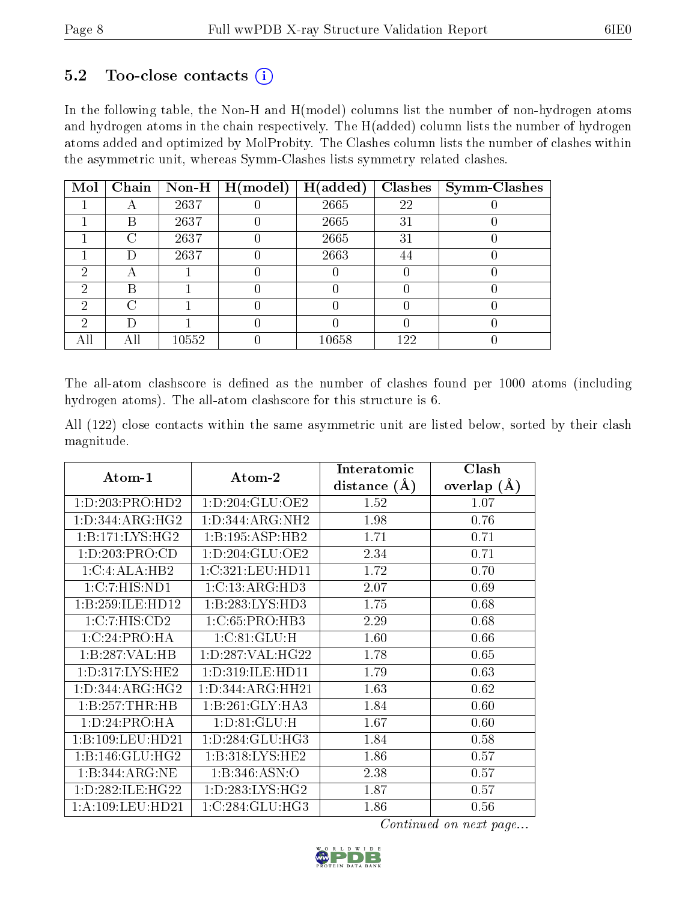### 5.2 Too-close contacts (i)

In the following table, the Non-H and H(model) columns list the number of non-hydrogen atoms and hydrogen atoms in the chain respectively. The H(added) column lists the number of hydrogen atoms added and optimized by MolProbity. The Clashes column lists the number of clashes within the asymmetric unit, whereas Symm-Clashes lists symmetry related clashes.

| Mol | Chain | Non-H | H(model) | H(added) | Clashes | Symm-Clashes |
|---|---|---|---|---|---|---|
| 1 | A | 2637 | 0 | 2665 | 22 | 0 |
| 1 | B | 2637 | 0 | 2665 | 31 | 0 |
| 1 | C | 2637 | 0 | 2665 | 31 | 0 |
| 1 | D | 2637 | 0 | 2663 | 44 | 0 |
| 2 | A | 1 | 0 | 0 | 0 | 0 |
| 2 | B | 1 | 0 | 0 | 0 | 0 |
| 2 | C | 1 | 0 | 0 | 0 | 0 |
| 2 | D | 1 | 0 | 0 | 0 | 0 |
| All | All | 10552 | 0 | 10658 | 122 | 0 |

The all-atom clashscore is defined as the number of clashes found per 1000 atoms (including hydrogen atoms). The all-atom clashscore for this structure is 6.

All (122) close contacts within the same asymmetric unit are listed below, sorted by their clash magnitude.

| Atom-1 | Atom-2 | Interatomic distance (Å) | Clash overlap (Å) |
|---|---|---|---|
| 1:D:203:PRO:HD2 | 1:D:204:GLU:OE2 | 1.52 | 1.07 |
| 1:D:344:ARG:HG2 | 1:D:344:ARG:NH2 | 1.98 | 0.76 |
| 1:B:171:LYS:HG2 | 1:B:195:ASP:HB2 | 1.71 | 0.71 |
| 1:D:203:PRO:CD | 1:D:204:GLU:OE2 | 2.34 | 0.71 |
| 1:C:4:ALA:HB2 | 1:C:321:LEU:HD11 | 1.72 | 0.70 |
| 1:C:7:HIS:ND1 | 1:C:13:ARG:HD3 | 2.07 | 0.69 |
| 1:B:259:ILE:HD12 | 1:B:283:LYS:HD3 | 1.75 | 0.68 |
| 1:C:7:HIS:CD2 | 1:C:65:PRO:HB3 | 2.29 | 0.68 |
| 1:C:24:PRO:HA | 1:C:81:GLU:H | 1.60 | 0.66 |
| 1:B:287:VAL:HB | 1:D:287:VAL:HG22 | 1.78 | 0.65 |
| 1:D:317:LYS:HE2 | 1:D:319:ILE:HD11 | 1.79 | 0.63 |
| 1:D:344:ARG:HG2 | 1:D:344:ARG:HH21 | 1.63 | 0.62 |
| 1:B:257:THR:HB | 1:B:261:GLY:HA3 | 1.84 | 0.60 |
| 1:D:24:PRO:HA | 1:D:81:GLU:H | 1.67 | 0.60 |
| 1:B:109:LEU:HD21 | 1:D:284:GLU:HG3 | 1.84 | 0.58 |
| 1:B:146:GLU:HG2 | 1:B:318:LYS:HE2 | 1.86 | 0.57 |
| 1:B:344:ARG:NE | 1:B:346:ASN:O | 2.38 | 0.57 |
| 1:D:282:ILE:HG22 | 1:D:283:LYS:HG2 | 1.87 | 0.57 |
| 1:A:109:LEU:HD21 | 1:C:284:GLU:HG3 | 1.86 | 0.56 |

*Continued on next page...*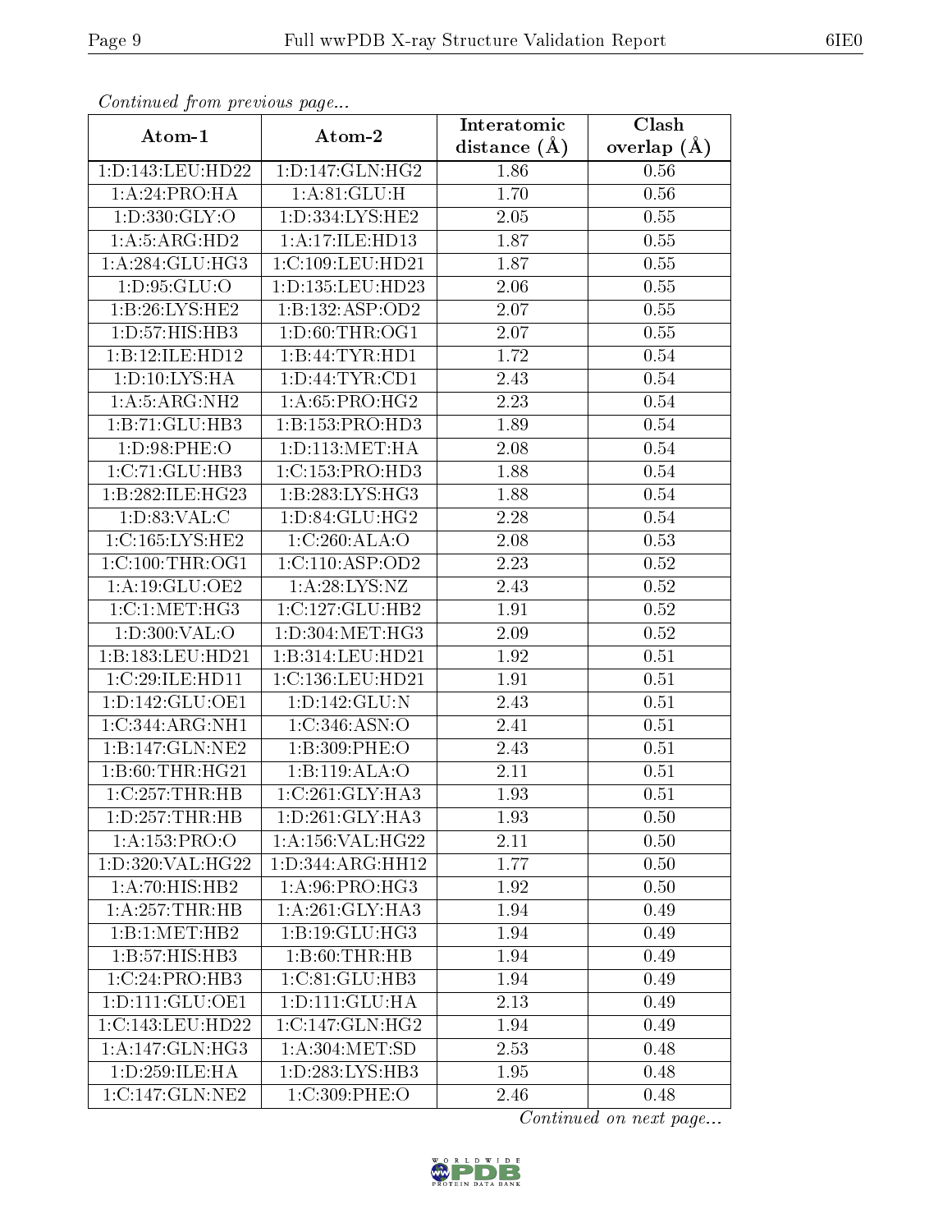*Continued from previous page...*

| Atom-1 | Atom-2 | Interatomic distance (Å) | Clash overlap (Å) |
| --- | --- | --- | --- |
| 1:D:143:LEU:HD22 | 1:D:147:GLN:HG2 | 1.86 | 0.56 |
| 1:A:24:PRO:HA | 1:A:81:GLU:H | 1.70 | 0.56 |
| 1:D:330:GLY:O | 1:D:334:LYS:HE2 | 2.05 | 0.55 |
| 1:A:5:ARG:HD2 | 1:A:17:ILE:HD13 | 1.87 | 0.55 |
| 1:A:284:GLU:HG3 | 1:C:109:LEU:HD21 | 1.87 | 0.55 |
| 1:D:95:GLU:O | 1:D:135:LEU:HD23 | 2.06 | 0.55 |
| 1:B:26:LYS:HE2 | 1:B:132:ASP:OD2 | 2.07 | 0.55 |
| 1:D:57:HIS:HB3 | 1:D:60:THR:OG1 | 2.07 | 0.55 |
| 1:B:12:ILE:HD12 | 1:B:44:TYR:HD1 | 1.72 | 0.54 |
| 1:D:10:LYS:HA | 1:D:44:TYR:CD1 | 2.43 | 0.54 |
| 1:A:5:ARG:NH2 | 1:A:65:PRO:HG2 | 2.23 | 0.54 |
| 1:B:71:GLU:HB3 | 1:B:153:PRO:HD3 | 1.89 | 0.54 |
| 1:D:98:PHE:O | 1:D:113:MET:HA | 2.08 | 0.54 |
| 1:C:71:GLU:HB3 | 1:C:153:PRO:HD3 | 1.88 | 0.54 |
| 1:B:282:ILE:HG23 | 1:B:283:LYS:HG3 | 1.88 | 0.54 |
| 1:D:83:VAL:C | 1:D:84:GLU:HG2 | 2.28 | 0.54 |
| 1:C:165:LYS:HE2 | 1:C:260:ALA:O | 2.08 | 0.53 |
| 1:C:100:THR:OG1 | 1:C:110:ASP:OD2 | 2.23 | 0.52 |
| 1:A:19:GLU:OE2 | 1:A:28:LYS:NZ | 2.43 | 0.52 |
| 1:C:1:MET:HG3 | 1:C:127:GLU:HB2 | 1.91 | 0.52 |
| 1:D:300:VAL:O | 1:D:304:MET:HG3 | 2.09 | 0.52 |
| 1:B:183:LEU:HD21 | 1:B:314:LEU:HD21 | 1.92 | 0.51 |
| 1:C:29:ILE:HD11 | 1:C:136:LEU:HD21 | 1.91 | 0.51 |
| 1:D:142:GLU:OE1 | 1:D:142:GLU:N | 2.43 | 0.51 |
| 1:C:344:ARG:NH1 | 1:C:346:ASN:O | 2.41 | 0.51 |
| 1:B:147:GLN:NE2 | 1:B:309:PHE:O | 2.43 | 0.51 |
| 1:B:60:THR:HG21 | 1:B:119:ALA:O | 2.11 | 0.51 |
| 1:C:257:THR:HB | 1:C:261:GLY:HA3 | 1.93 | 0.51 |
| 1:D:257:THR:HB | 1:D:261:GLY:HA3 | 1.93 | 0.50 |
| 1:A:153:PRO:O | 1:A:156:VAL:HG22 | 2.11 | 0.50 |
| 1:D:320:VAL:HG22 | 1:D:344:ARG:HH12 | 1.77 | 0.50 |
| 1:A:70:HIS:HB2 | 1:A:96:PRO:HG3 | 1.92 | 0.50 |
| 1:A:257:THR:HB | 1:A:261:GLY:HA3 | 1.94 | 0.49 |
| 1:B:1:MET:HB2 | 1:B:19:GLU:HG3 | 1.94 | 0.49 |
| 1:B:57:HIS:HB3 | 1:B:60:THR:HB | 1.94 | 0.49 |
| 1:C:24:PRO:HB3 | 1:C:81:GLU:HB3 | 1.94 | 0.49 |
| 1:D:111:GLU:OE1 | 1:D:111:GLU:HA | 2.13 | 0.49 |
| 1:C:143:LEU:HD22 | 1:C:147:GLN:HG2 | 1.94 | 0.49 |
| 1:A:147:GLN:HG3 | 1:A:304:MET:SD | 2.53 | 0.48 |
| 1:D:259:ILE:HA | 1:D:283:LYS:HB3 | 1.95 | 0.48 |
| 1:C:147:GLN:NE2 | 1:C:309:PHE:O | 2.46 | 0.48 |

*Continued on next page...*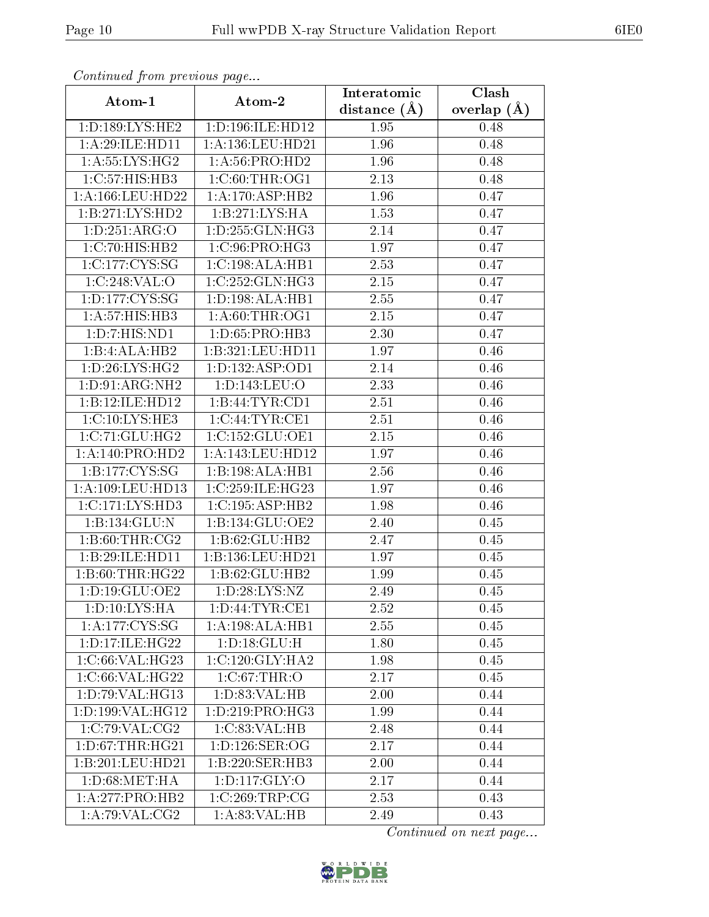*Continued from previous page...*

| Atom-1 | Atom-2 | Interatomic distance (Å) | Clash overlap (Å) |
|---|---|---|---|
| 1:D:189:LYS:HE2 | 1:D:196:ILE:HD12 | 1.95 | 0.48 |
| 1:A:29:ILE:HD11 | 1:A:136:LEU:HD21 | 1.96 | 0.48 |
| 1:A:55:LYS:HG2 | 1:A:56:PRO:HD2 | 1.96 | 0.48 |
| 1:C:57:HIS:HB3 | 1:C:60:THR:OG1 | 2.13 | 0.48 |
| 1:A:166:LEU:HD22 | 1:A:170:ASP:HB2 | 1.96 | 0.47 |
| 1:B:271:LYS:HD2 | 1:B:271:LYS:HA | 1.53 | 0.47 |
| 1:D:251:ARG:O | 1:D:255:GLN:HG3 | 2.14 | 0.47 |
| 1:C:70:HIS:HB2 | 1:C:96:PRO:HG3 | 1.97 | 0.47 |
| 1:C:177:CYS:SG | 1:C:198:ALA:HB1 | 2.53 | 0.47 |
| 1:C:248:VAL:O | 1:C:252:GLN:HG3 | 2.15 | 0.47 |
| 1:D:177:CYS:SG | 1:D:198:ALA:HB1 | 2.55 | 0.47 |
| 1:A:57:HIS:HB3 | 1:A:60:THR:OG1 | 2.15 | 0.47 |
| 1:D:7:HIS:ND1 | 1:D:65:PRO:HB3 | 2.30 | 0.47 |
| 1:B:4:ALA:HB2 | 1:B:321:LEU:HD11 | 1.97 | 0.46 |
| 1:D:26:LYS:HG2 | 1:D:132:ASP:OD1 | 2.14 | 0.46 |
| 1:D:91:ARG:NH2 | 1:D:143:LEU:O | 2.33 | 0.46 |
| 1:B:12:ILE:HD12 | 1:B:44:TYR:CD1 | 2.51 | 0.46 |
| 1:C:10:LYS:HE3 | 1:C:44:TYR:CE1 | 2.51 | 0.46 |
| 1:C:71:GLU:HG2 | 1:C:152:GLU:OE1 | 2.15 | 0.46 |
| 1:A:140:PRO:HD2 | 1:A:143:LEU:HD12 | 1.97 | 0.46 |
| 1:B:177:CYS:SG | 1:B:198:ALA:HB1 | 2.56 | 0.46 |
| 1:A:109:LEU:HD13 | 1:C:259:ILE:HG23 | 1.97 | 0.46 |
| 1:C:171:LYS:HD3 | 1:C:195:ASP:HB2 | 1.98 | 0.46 |
| 1:B:134:GLU:N | 1:B:134:GLU:OE2 | 2.40 | 0.45 |
| 1:B:60:THR:CG2 | 1:B:62:GLU:HB2 | 2.47 | 0.45 |
| 1:B:29:ILE:HD11 | 1:B:136:LEU:HD21 | 1.97 | 0.45 |
| 1:B:60:THR:HG22 | 1:B:62:GLU:HB2 | 1.99 | 0.45 |
| 1:D:19:GLU:OE2 | 1:D:28:LYS:NZ | 2.49 | 0.45 |
| 1:D:10:LYS:HA | 1:D:44:TYR:CE1 | 2.52 | 0.45 |
| 1:A:177:CYS:SG | 1:A:198:ALA:HB1 | 2.55 | 0.45 |
| 1:D:17:ILE:HG22 | 1:D:18:GLU:H | 1.80 | 0.45 |
| 1:C:66:VAL:HG23 | 1:C:120:GLY:HA2 | 1.98 | 0.45 |
| 1:C:66:VAL:HG22 | 1:C:67:THR:O | 2.17 | 0.45 |
| 1:D:79:VAL:HG13 | 1:D:83:VAL:HB | 2.00 | 0.44 |
| 1:D:199:VAL:HG12 | 1:D:219:PRO:HG3 | 1.99 | 0.44 |
| 1:C:79:VAL:CG2 | 1:C:83:VAL:HB | 2.48 | 0.44 |
| 1:D:67:THR:HG21 | 1:D:126:SER:OG | 2.17 | 0.44 |
| 1:B:201:LEU:HD21 | 1:B:220:SER:HB3 | 2.00 | 0.44 |
| 1:D:68:MET:HA | 1:D:117:GLY:O | 2.17 | 0.44 |
| 1:A:277:PRO:HB2 | 1:C:269:TRP:CG | 2.53 | 0.43 |
| 1:A:79:VAL:CG2 | 1:A:83:VAL:HB | 2.49 | 0.43 |

*Continued on next page...*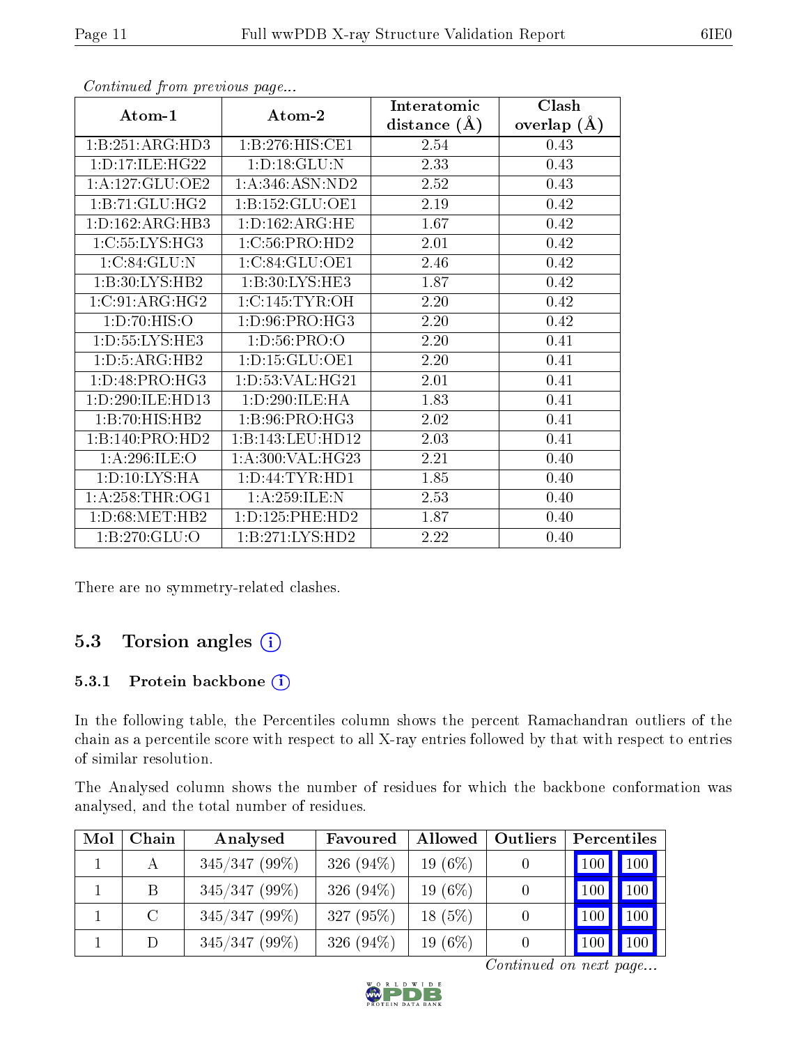*Continued from previous page...*

| Atom-1 | Atom-2 | Interatomic distance (Å) | Clash overlap (Å) |
|---|---|---|---|
| 1:B:251:ARG:HD3 | 1:B:276:HIS:CE1 | 2.54 | 0.43 |
| 1:D:17:ILE:HG22 | 1:D:18:GLU:N | 2.33 | 0.43 |
| 1:A:127:GLU:OE2 | 1:A:346:ASN:ND2 | 2.52 | 0.43 |
| 1:B:71:GLU:HG2 | 1:B:152:GLU:OE1 | 2.19 | 0.42 |
| 1:D:162:ARG:HB3 | 1:D:162:ARG:HE | 1.67 | 0.42 |
| 1:C:55:LYS:HG3 | 1:C:56:PRO:HD2 | 2.01 | 0.42 |
| 1:C:84:GLU:N | 1:C:84:GLU:OE1 | 2.46 | 0.42 |
| 1:B:30:LYS:HB2 | 1:B:30:LYS:HE3 | 1.87 | 0.42 |
| 1:C:91:ARG:HG2 | 1:C:145:TYR:OH | 2.20 | 0.42 |
| 1:D:70:HIS:O | 1:D:96:PRO:HG3 | 2.20 | 0.42 |
| 1:D:55:LYS:HE3 | 1:D:56:PRO:O | 2.20 | 0.41 |
| 1:D:5:ARG:HB2 | 1:D:15:GLU:OE1 | 2.20 | 0.41 |
| 1:D:48:PRO:HG3 | 1:D:53:VAL:HG21 | 2.01 | 0.41 |
| 1:D:290:ILE:HD13 | 1:D:290:ILE:HA | 1.83 | 0.41 |
| 1:B:70:HIS:HB2 | 1:B:96:PRO:HG3 | 2.02 | 0.41 |
| 1:B:140:PRO:HD2 | 1:B:143:LEU:HD12 | 2.03 | 0.41 |
| 1:A:296:ILE:O | 1:A:300:VAL:HG23 | 2.21 | 0.40 |
| 1:D:10:LYS:HA | 1:D:44:TYR:HD1 | 1.85 | 0.40 |
| 1:A:258:THR:OG1 | 1:A:259:ILE:N | 2.53 | 0.40 |
| 1:D:68:MET:HB2 | 1:D:125:PHE:HD2 | 1.87 | 0.40 |
| 1:B:270:GLU:O | 1:B:271:LYS:HD2 | 2.22 | 0.40 |

There are no symmetry-related clashes.

## 5.3 Torsion angles

### 5.3.1 Protein backbone

In the following table, the Percentiles column shows the percent Ramachandran outliers of the chain as a percentile score with respect to all X-ray entries followed by that with respect to entries of similar resolution.

The Analysed column shows the number of residues for which the backbone conformation was analysed, and the total number of residues.

| Mol | Chain | Analysed | Favoured | Allowed | Outliers | Percentiles | |
|---|---|---|---|---|---|---|---|
| 1 | A | 345/347 (99%) | 326 (94%) | 19 (6%) | 0 | 100 | 100 |
| 1 | B | 345/347 (99%) | 326 (94%) | 19 (6%) | 0 | 100 | 100 |
| 1 | C | 345/347 (99%) | 327 (95%) | 18 (5%) | 0 | 100 | 100 |
| 1 | D | 345/347 (99%) | 326 (94%) | 19 (6%) | 0 | 100 | 100 |

*Continued on next page...*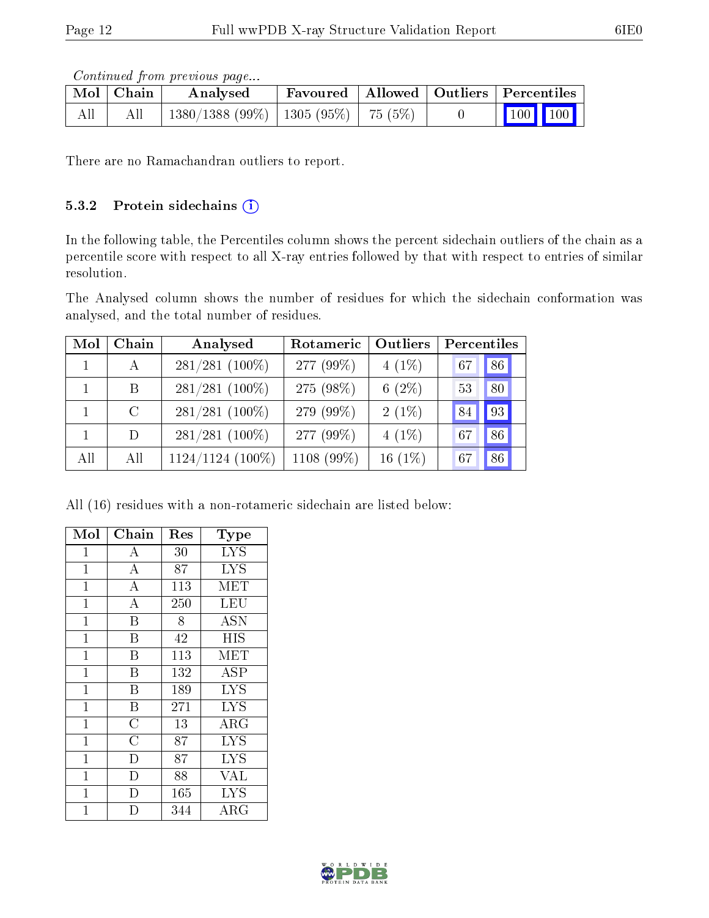*Continued from previous page...*

| Mol | Chain | Analysed | Favoured | Allowed | Outliers | Percentiles | |
|---|---|---|---|---|---|---|---|
| All | All | 1380/1388 (99%) | 1305 (95%) | 75 (5%) | 0 | 100 | 100 |

There are no Ramachandran outliers to report.

#### 5.3.2 Protein sidechains

In the following table, the Percentiles column shows the percent sidechain outliers of the chain as a percentile score with respect to all X-ray entries followed by that with respect to entries of similar resolution.

The Analysed column shows the number of residues for which the sidechain conformation was analysed, and the total number of residues.

| Mol | Chain | Analysed | Rotameric | Outliers | Percentiles | |
|---|---|---|---|---|---|---|
| 1 | A | 281/281 (100%) | 277 (99%) | 4 (1%) | 67 | 86 |
| 1 | B | 281/281 (100%) | 275 (98%) | 6 (2%) | 53 | 80 |
| 1 | C | 281/281 (100%) | 279 (99%) | 2 (1%) | 84 | 93 |
| 1 | D | 281/281 (100%) | 277 (99%) | 4 (1%) | 67 | 86 |
| All | All | 1124/1124 (100%) | 1108 (99%) | 16 (1%) | 67 | 86 |

All (16) residues with a non-rotameric sidechain are listed below:

| Mol | Chain | Res | Type |
|---|---|---|---|
| 1 | A | 30 | LYS |
| 1 | A | 87 | LYS |
| 1 | A | 113 | MET |
| 1 | A | 250 | LEU |
| 1 | B | 8 | ASN |
| 1 | B | 42 | HIS |
| 1 | B | 113 | MET |
| 1 | B | 132 | ASP |
| 1 | B | 189 | LYS |
| 1 | B | 271 | LYS |
| 1 | C | 13 | ARG |
| 1 | C | 87 | LYS |
| 1 | D | 87 | LYS |
| 1 | D | 88 | VAL |
| 1 | D | 165 | LYS |
| 1 | D | 344 | ARG |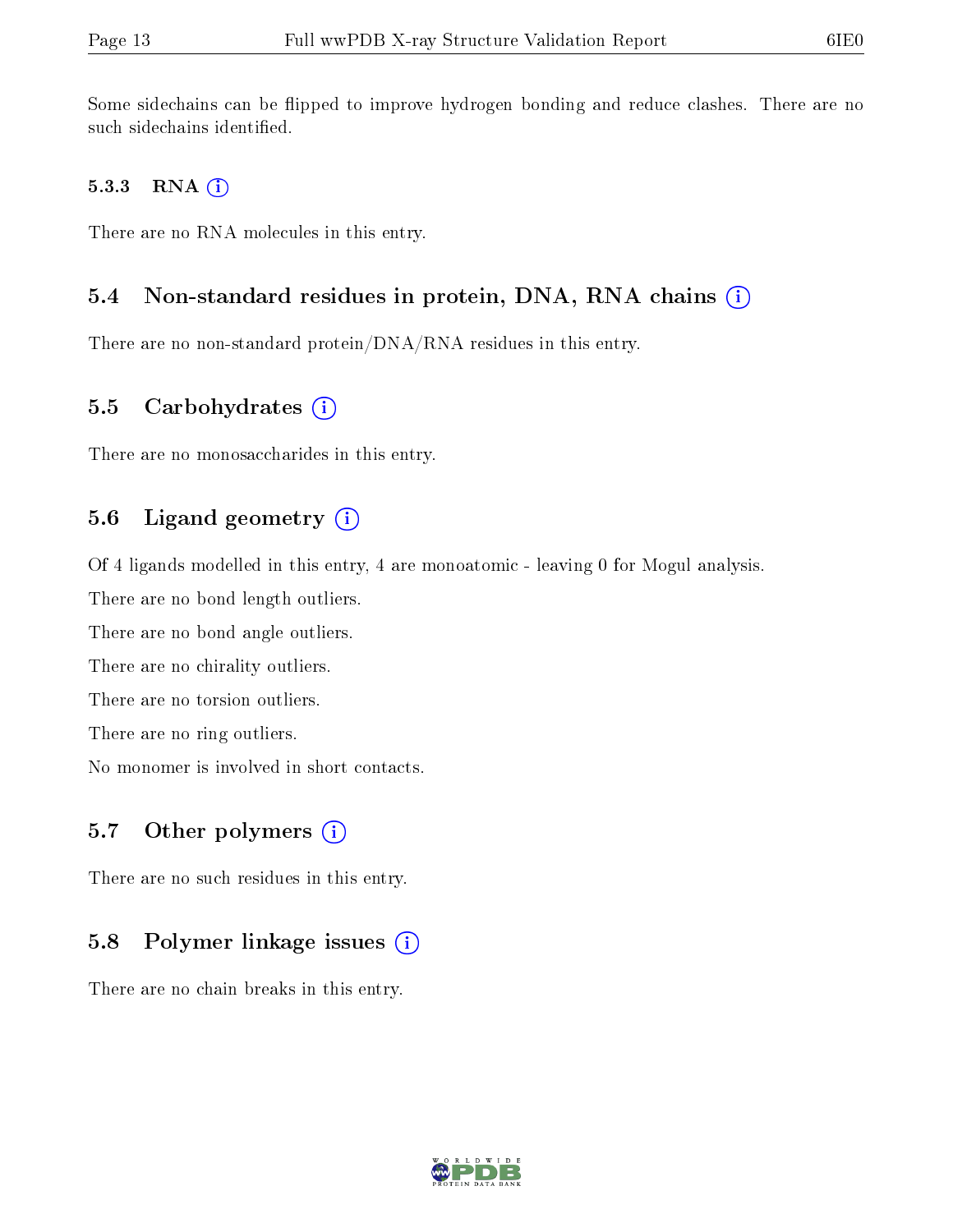Some sidechains can be flipped to improve hydrogen bonding and reduce clashes. There are no such sidechains identified.

#### 5.3.3 RNA

There are no RNA molecules in this entry.

### 5.4 Non-standard residues in protein, DNA, RNA chains

There are no non-standard protein/DNA/RNA residues in this entry.

### 5.5 Carbohydrates

There are no monosaccharides in this entry.

### 5.6 Ligand geometry

Of 4 ligands modelled in this entry, 4 are monoatomic - leaving 0 for Mogul analysis.

There are no bond length outliers.

There are no bond angle outliers.

There are no chirality outliers.

There are no torsion outliers.

There are no ring outliers.

No monomer is involved in short contacts.

### 5.7 Other polymers

There are no such residues in this entry.

### 5.8 Polymer linkage issues

There are no chain breaks in this entry.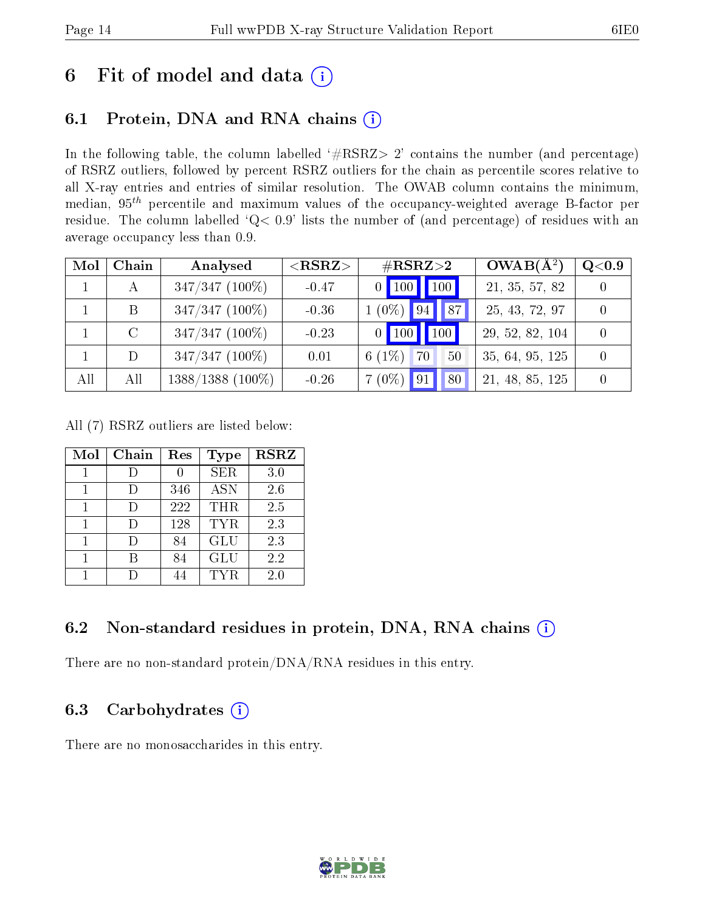# 6 Fit of model and data (i)

## 6.1 Protein, DNA and RNA chains (i)

In the following table, the column labelled '#RSRZ> 2' contains the number (and percentage) of RSRZ outliers, followed by percent RSRZ outliers for the chain as percentile scores relative to all X-ray entries and entries of similar resolution. The OWAB column contains the minimum, median, $95^{th}$ percentile and maximum values of the occupancy-weighted average B-factor per residue. The column labelled 'Q< 0.9' lists the number of (and percentage) of residues with an average occupancy less than 0.9.

| Mol | Chain | Analysed | <RSRZ> | #RSRZ>2 | | | OWAB(Å$^2$) | Q<0.9 |
|---|---|---|---|---|---|---|---|---|
| 1 | A | 347/347 (100%) | -0.47 | 0 | 100 | 100 | 21, 35, 57, 82 | 0 |
| 1 | B | 347/347 (100%) | -0.36 | 1 (0%) | 94 | 87 | 25, 43, 72, 97 | 0 |
| 1 | C | 347/347 (100%) | -0.23 | 0 | 100 | 100 | 29, 52, 82, 104 | 0 |
| 1 | D | 347/347 (100%) | 0.01 | 6 (1%) | 70 | 50 | 35, 64, 95, 125 | 0 |
| All | All | 1388/1388 (100%) | -0.26 | 7 (0%) | 91 | 80 | 21, 48, 85, 125 | 0 |

All (7) RSRZ outliers are listed below:

| Mol | Chain | Res | Type | RSRZ |
|---|---|---|---|---|
| 1 | D | 0 | SER | 3.0 |
| 1 | D | 346 | ASN | 2.6 |
| 1 | D | 222 | THR | 2.5 |
| 1 | D | 128 | TYR | 2.3 |
| 1 | D | 84 | GLU | 2.3 |
| 1 | B | 84 | GLU | 2.2 |
| 1 | D | 44 | TYR | 2.0 |

## 6.2 Non-standard residues in protein, DNA, RNA chains (i)

There are no non-standard protein/DNA/RNA residues in this entry.

## 6.3 Carbohydrates (i)

There are no monosaccharides in this entry.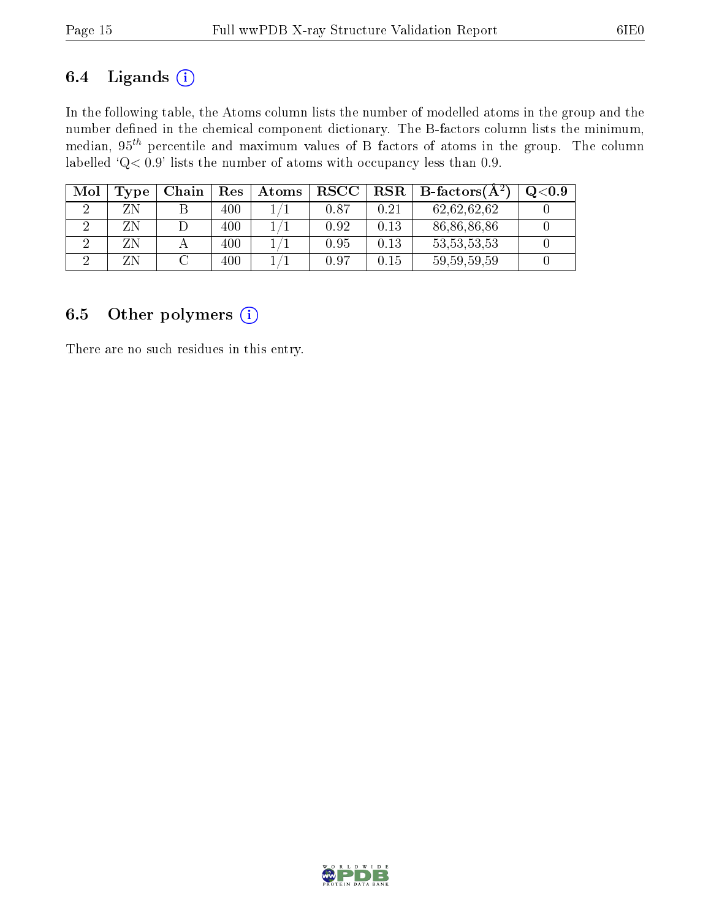### 6.4 Ligands ⓘ

In the following table, the Atoms column lists the number of modelled atoms in the group and the number defined in the chemical component dictionary. The B-factors column lists the minimum, median, $95^{th}$ percentile and maximum values of B factors of atoms in the group. The column labelled 'Q< 0.9' lists the number of atoms with occupancy less than 0.9.

| Mol | Type | Chain | Res | Atoms | RSCC | RSR | B-factors($Å^2$) | Q<0.9 |
|---|---|---|---|---|---|---|---|---|
| 2 | ZN | B | 400 | 1/1 | 0.87 | 0.21 | 62,62,62,62 | 0 |
| 2 | ZN | D | 400 | 1/1 | 0.92 | 0.13 | 86,86,86,86 | 0 |
| 2 | ZN | A | 400 | 1/1 | 0.95 | 0.13 | 53,53,53,53 | 0 |
| 2 | ZN | C | 400 | 1/1 | 0.97 | 0.15 | 59,59,59,59 | 0 |

### 6.5 Other polymers ⓘ

There are no such residues in this entry.